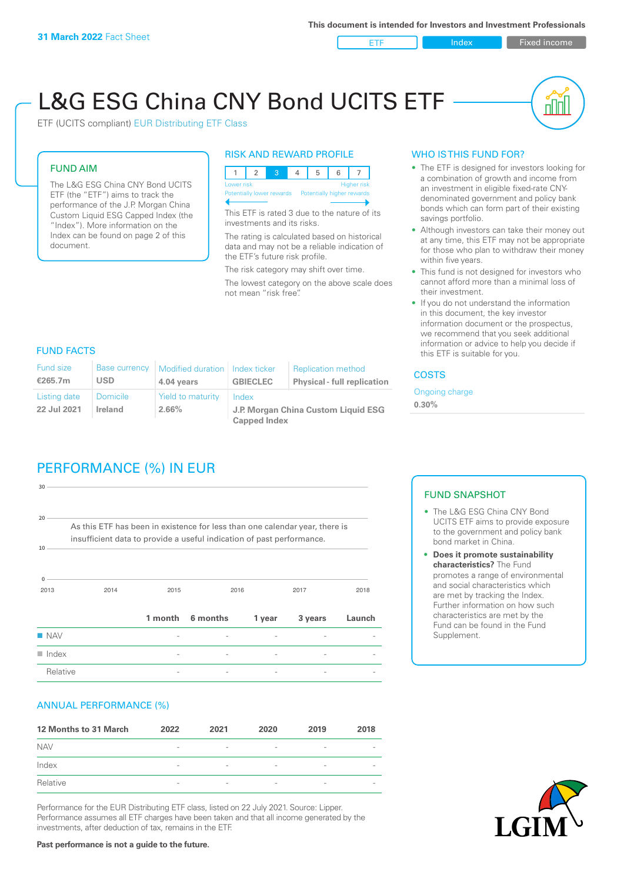31 March 2022 Fact Sheet

This document is intended for Investors and Investment Professionals

ETF | Index | Fixed income

# L&G ESG China CNY Bond UCITS ETF

ETF (UCITS compliant) EUR Distributing ETF Class

## FUND AIM

The L&G ESG China CNY Bond UCITS ETF (the "ETF") aims to track the performance of the J.P. Morgan China Custom Liquid ESG Capped Index (the "Index"). More information on the Index can be found on page 2 of this document.

## RISK AND REWARD PROFILE

| 1 | 2 | 3 | 4 | 5 | 6 | 7 |
|---|---|---|---|---|---|---|

Lower risk — Higher risk
Potentially lower rewards — Potentially higher rewards

This ETF is rated 3 due to the nature of its investments and its risks.

The rating is calculated based on historical data and may not be a reliable indication of the ETF's future risk profile.

The risk category may shift over time.

The lowest category on the above scale does not mean "risk free".

## WHO IS THIS FUND FOR?

- The ETF is designed for investors looking for a combination of growth and income from an investment in eligible fixed-rate CNY-denominated government and policy bank bonds which can form part of their existing savings portfolio.
- Although investors can take their money out at any time, this ETF may not be appropriate for those who plan to withdraw their money within five years.
- This fund is not designed for investors who cannot afford more than a minimal loss of their investment.
- If you do not understand the information in this document, the key investor information document or the prospectus, we recommend that you seek additional information or advice to help you decide if this ETF is suitable for you.

## FUND FACTS

| Fund size | Base currency | Modified duration | Index ticker | Replication method |
|---|---|---|---|---|
| €265.7m | USD | 4.04 years | GBIECLEC | Physical - full replication |
| **Listing date** | **Domicile** | **Yield to maturity** | **Index** | |
| 22 Jul 2021 | Ireland | 2.66% | J.P. Morgan China Custom Liquid ESG Capped Index | |

## COSTS

Ongoing charge
0.30%

## PERFORMANCE (%) IN EUR

As this ETF has been in existence for less than one calendar year, there is insufficient data to provide a useful indication of past performance.

| | 1 month | 6 months | 1 year | 3 years | Launch |
|---|---|---|---|---|---|
| NAV | - | - | - | - | - |
| Index | - | - | - | - | - |
| Relative | - | - | - | - | - |

## FUND SNAPSHOT

- The L&G ESG China CNY Bond UCITS ETF aims to provide exposure to the government and policy bank bond market in China.
- **Does it promote sustainability characteristics?** The Fund promotes a range of environmental and social characteristics which are met by tracking the Index. Further information on how such characteristics are met by the Fund can be found in the Fund Supplement.

## ANNUAL PERFORMANCE (%)

| 12 Months to 31 March | 2022 | 2021 | 2020 | 2019 | 2018 |
|---|---|---|---|---|---|
| NAV | - | - | - | - | - |
| Index | - | - | - | - | - |
| Relative | - | - | - | - | - |

Performance for the EUR Distributing ETF class, listed on 22 July 2021. Source: Lipper. Performance assumes all ETF charges have been taken and that all income generated by the investments, after deduction of tax, remains in the ETF.

**Past performance is not a guide to the future.**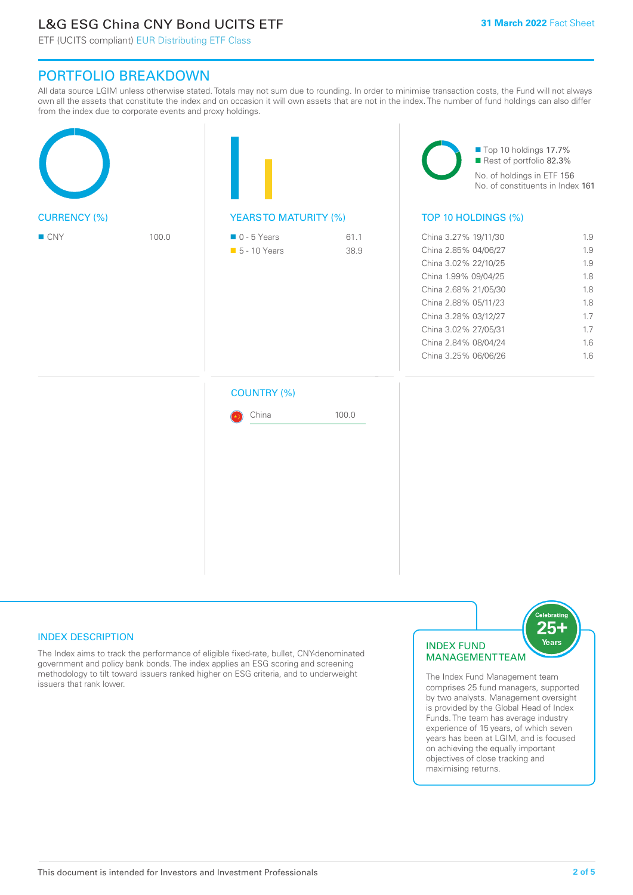## PORTFOLIO BREAKDOWN

All data source LGIM unless otherwise stated. Totals may not sum due to rounding. In order to minimise transaction costs, the Fund will not always own all the assets that constitute the index and on occasion it will own assets that are not in the index. The number of fund holdings can also differ from the index due to corporate events and proxy holdings.

### CURRENCY (%)

| Currency | % |
|---|---|
| CNY | 100.0 |

### YEARS TO MATURITY (%)

| Years to Maturity | % |
|---|---|
| 0 - 5 Years | 61.1 |
| 5 - 10 Years | 38.9 |

Top 10 holdings 17.7%
Rest of portfolio 82.3%
No. of holdings in ETF 156
No. of constituents in Index 161

### TOP 10 HOLDINGS (%)

| Holding | % |
|---|---|
| China 3.27% 19/11/30 | 1.9 |
| China 2.85% 04/06/27 | 1.9 |
| China 3.02% 22/10/25 | 1.9 |
| China 1.99% 09/04/25 | 1.8 |
| China 2.68% 21/05/30 | 1.8 |
| China 2.88% 05/11/23 | 1.8 |
| China 3.28% 03/12/27 | 1.7 |
| China 3.02% 27/05/31 | 1.7 |
| China 2.84% 08/04/24 | 1.6 |
| China 3.25% 06/06/26 | 1.6 |

### COUNTRY (%)

| Country | % |
|---|---|
| China | 100.0 |

### INDEX DESCRIPTION

The Index aims to track the performance of eligible fixed-rate, bullet, CNY-denominated government and policy bank bonds. The index applies an ESG scoring and screening methodology to tilt toward issuers ranked higher on ESG criteria, and to underweight issuers that rank lower.

### INDEX FUND MANAGEMENT TEAM

Celebrating 25+ Years

The Index Fund Management team comprises 25 fund managers, supported by two analysts. Management oversight is provided by the Global Head of Index Funds. The team has average industry experience of 15 years, of which seven years has been at LGIM, and is focused on achieving the equally important objectives of close tracking and maximising returns.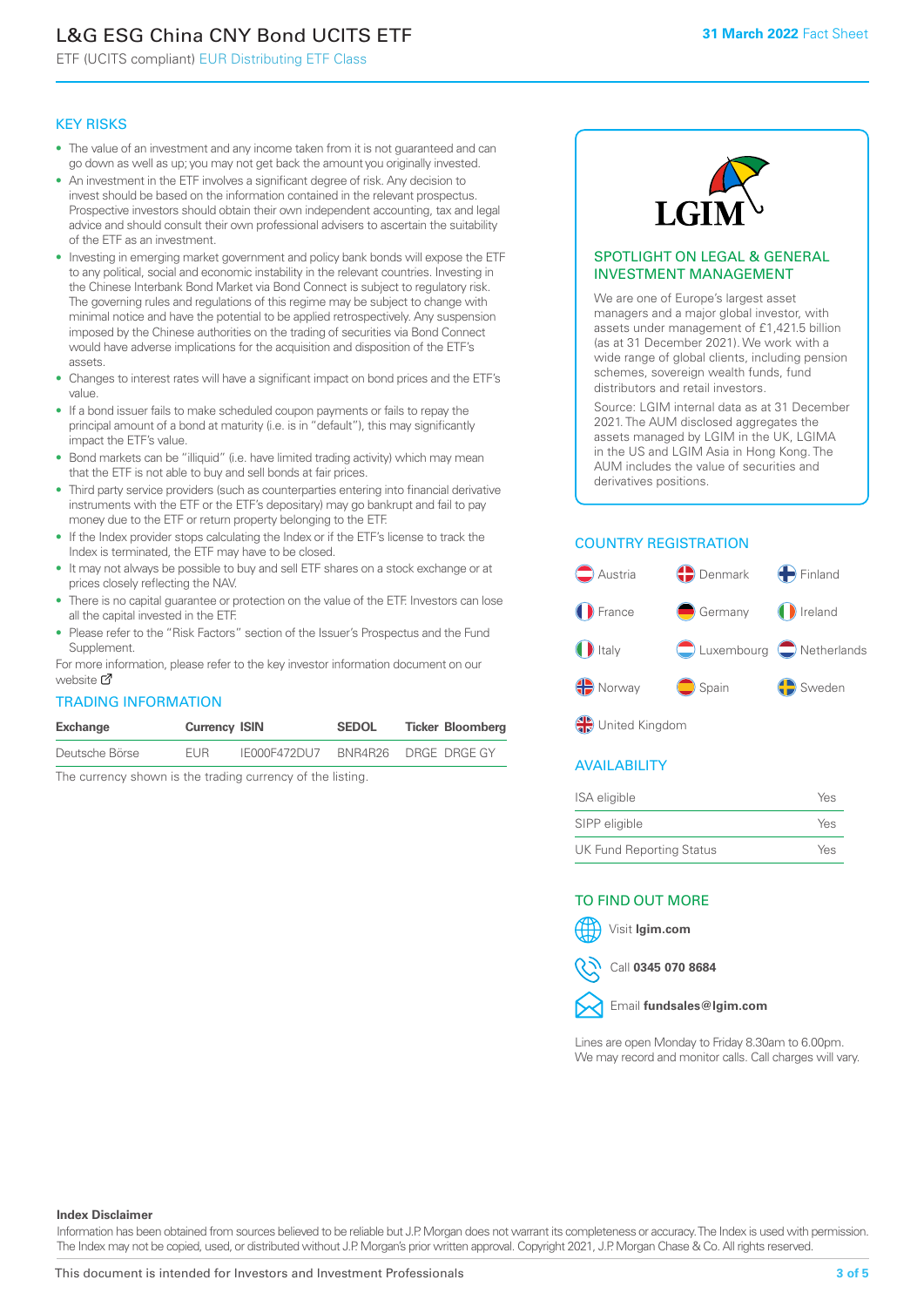# L&G ESG China CNY Bond UCITS ETF

ETF (UCITS compliant) EUR Distributing ETF Class

31 March 2022 Fact Sheet

## KEY RISKS

- The value of an investment and any income taken from it is not guaranteed and can go down as well as up; you may not get back the amount you originally invested.
- An investment in the ETF involves a significant degree of risk. Any decision to invest should be based on the information contained in the relevant prospectus. Prospective investors should obtain their own independent accounting, tax and legal advice and should consult their own professional advisers to ascertain the suitability of the ETF as an investment.
- Investing in emerging market government and policy bank bonds will expose the ETF to any political, social and economic instability in the relevant countries. Investing in the Chinese Interbank Bond Market via Bond Connect is subject to regulatory risk. The governing rules and regulations of this regime may be subject to change with minimal notice and have the potential to be applied retrospectively. Any suspension imposed by the Chinese authorities on the trading of securities via Bond Connect would have adverse implications for the acquisition and disposition of the ETF's assets.
- Changes to interest rates will have a significant impact on bond prices and the ETF's value.
- If a bond issuer fails to make scheduled coupon payments or fails to repay the principal amount of a bond at maturity (i.e. is in "default"), this may significantly impact the ETF's value.
- Bond markets can be "illiquid" (i.e. have limited trading activity) which may mean that the ETF is not able to buy and sell bonds at fair prices.
- Third party service providers (such as counterparties entering into financial derivative instruments with the ETF or the ETF's depositary) may go bankrupt and fail to pay money due to the ETF or return property belonging to the ETF.
- If the Index provider stops calculating the Index or if the ETF's license to track the Index is terminated, the ETF may have to be closed.
- It may not always be possible to buy and sell ETF shares on a stock exchange or at prices closely reflecting the NAV.
- There is no capital guarantee or protection on the value of the ETF. Investors can lose all the capital invested in the ETF.
- Please refer to the "Risk Factors" section of the Issuer's Prospectus and the Fund Supplement.

For more information, please refer to the key investor information document on our website

## TRADING INFORMATION

| Exchange | Currency | ISIN | SEDOL | Ticker | Bloomberg |
|---|---|---|---|---|---|
| Deutsche Börse | EUR | IE000F472DU7 | BNR4R26 | DRGE | DRGE GY |

The currency shown is the trading currency of the listing.

## SPOTLIGHT ON LEGAL & GENERAL INVESTMENT MANAGEMENT

We are one of Europe's largest asset managers and a major global investor, with assets under management of £1,421.5 billion (as at 31 December 2021). We work with a wide range of global clients, including pension schemes, sovereign wealth funds, fund distributors and retail investors.

Source: LGIM internal data as at 31 December 2021. The AUM disclosed aggregates the assets managed by LGIM in the UK, LGIMA in the US and LGIM Asia in Hong Kong. The AUM includes the value of securities and derivatives positions.

## COUNTRY REGISTRATION

Austria, Denmark, Finland, France, Germany, Ireland, Italy, Luxembourg, Netherlands, Norway, Spain, Sweden, United Kingdom

## AVAILABILITY

| | |
|---|---|
| ISA eligible | Yes |
| SIPP eligible | Yes |
| UK Fund Reporting Status | Yes |

## TO FIND OUT MORE

Visit **lgim.com**

Call **0345 070 8684**

Email **fundsales@lgim.com**

Lines are open Monday to Friday 8.30am to 6.00pm. We may record and monitor calls. Call charges will vary.

**Index Disclaimer**

Information has been obtained from sources believed to be reliable but J.P. Morgan does not warrant its completeness or accuracy. The Index is used with permission. The Index may not be copied, used, or distributed without J.P. Morgan's prior written approval. Copyright 2021, J.P. Morgan Chase & Co. All rights reserved.

This document is intended for Investors and Investment Professionals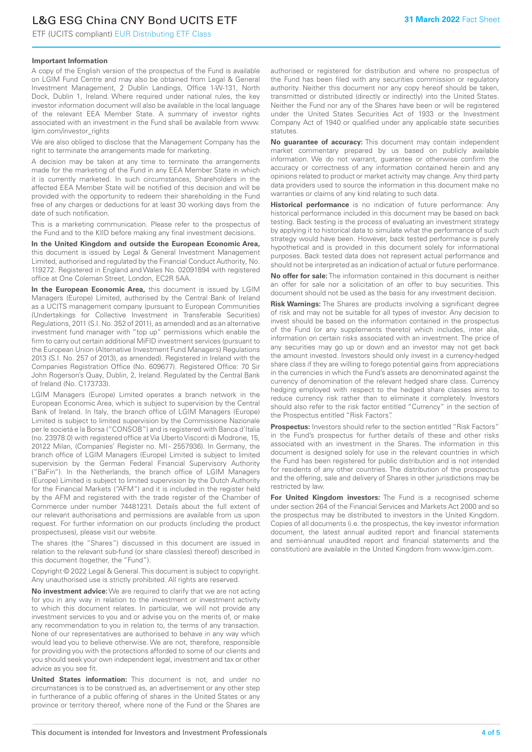### Important Information

A copy of the English version of the prospectus of the Fund is available on LGIM Fund Centre and may also be obtained from Legal & General Investment Management, 2 Dublin Landings, Office 1-W-131, North Dock, Dublin 1, Ireland. Where required under national rules, the key investor information document will also be available in the local language of the relevant EEA Member State. A summary of investor rights associated with an investment in the Fund shall be available from www.lgim.com/investor_rights

We are also obliged to disclose that the Management Company has the right to terminate the arrangements made for marketing.

A decision may be taken at any time to terminate the arrangements made for the marketing of the Fund in any EEA Member State in which it is currently marketed. In such circumstances, Shareholders in the affected EEA Member State will be notified of this decision and will be provided with the opportunity to redeem their shareholding in the Fund free of any charges or deductions for at least 30 working days from the date of such notification.

This is a marketing communication. Please refer to the prospectus of the Fund and to the KIID before making any final investment decisions.

**In the United Kingdom and outside the European Economic Area,** this document is issued by Legal & General Investment Management Limited, authorised and regulated by the Financial Conduct Authority, No. 119272. Registered in England and Wales No. 02091894 with registered office at One Coleman Street, London, EC2R 5AA.

**In the European Economic Area,** this document is issued by LGIM Managers (Europe) Limited, authorised by the Central Bank of Ireland as a UCITS management company (pursuant to European Communities (Undertakings for Collective Investment in Transferable Securities) Regulations, 2011 (S.I. No. 352 of 2011), as amended) and as an alternative investment fund manager with "top up" permissions which enable the firm to carry out certain additional MiFID investment services (pursuant to the European Union (Alternative Investment Fund Managers) Regulations 2013 (S.I. No. 257 of 2013), as amended). Registered in Ireland with the Companies Registration Office (No. 609677). Registered Office: 70 Sir John Rogerson's Quay, Dublin, 2, Ireland. Regulated by the Central Bank of Ireland (No. C173733).

LGIM Managers (Europe) Limited operates a branch network in the European Economic Area, which is subject to supervision by the Central Bank of Ireland. In Italy, the branch office of LGIM Managers (Europe) Limited is subject to limited supervision by the Commissione Nazionale per le società e la Borsa ("CONSOB") and is registered with Banca d'Italia (no. 23978.0) with registered office at Via Uberto Visconti di Modrone, 15, 20122 Milan, (Companies' Register no. MI - 2557936). In Germany, the branch office of LGIM Managers (Europe) Limited is subject to limited supervision by the German Federal Financial Supervisory Authority ("BaFin"). In the Netherlands, the branch office of LGIM Managers (Europe) Limited is subject to limited supervision by the Dutch Authority for the Financial Markets ("AFM") and it is included in the register held by the AFM and registered with the trade register of the Chamber of Commerce under number 74481231. Details about the full extent of our relevant authorisations and permissions are available from us upon request. For further information on our products (including the product prospectuses), please visit our website.

The shares (the "Shares") discussed in this document are issued in relation to the relevant sub-fund (or share class(es) thereof) described in this document (together, the "Fund").

Copyright © 2022 Legal & General. This document is subject to copyright. Any unauthorised use is strictly prohibited. All rights are reserved.

**No investment advice:** We are required to clarify that we are not acting for you in any way in relation to the investment or investment activity to which this document relates. In particular, we will not provide any investment services to you and or advise you on the merits of, or make any recommendation to you in relation to, the terms of any transaction. None of our representatives are authorised to behave in any way which would lead you to believe otherwise. We are not, therefore, responsible for providing you with the protections afforded to some of our clients and you should seek your own independent legal, investment and tax or other advice as you see fit.

**United States information:** This document is not, and under no circumstances is to be construed as, an advertisement or any other step in furtherance of a public offering of shares in the United States or any province or territory thereof, where none of the Fund or the Shares are authorised or registered for distribution and where no prospectus of the Fund has been filed with any securities commission or regulatory authority. Neither this document nor any copy hereof should be taken, transmitted or distributed (directly or indirectly) into the United States. Neither the Fund nor any of the Shares have been or will be registered under the United States Securities Act of 1933 or the Investment Company Act of 1940 or qualified under any applicable state securities statutes.

**No guarantee of accuracy:** This document may contain independent market commentary prepared by us based on publicly available information. We do not warrant, guarantee or otherwise confirm the accuracy or correctness of any information contained herein and any opinions related to product or market activity may change. Any third party data providers used to source the information in this document make no warranties or claims of any kind relating to such data.

**Historical performance** is no indication of future performance: Any historical performance included in this document may be based on back testing. Back testing is the process of evaluating an investment strategy by applying it to historical data to simulate what the performance of such strategy would have been. However, back tested performance is purely hypothetical and is provided in this document solely for informational purposes. Back tested data does not represent actual performance and should not be interpreted as an indication of actual or future performance.

**No offer for sale:** The information contained in this document is neither an offer for sale nor a solicitation of an offer to buy securities. This document should not be used as the basis for any investment decision.

**Risk Warnings:** The Shares are products involving a significant degree of risk and may not be suitable for all types of investor. Any decision to invest should be based on the information contained in the prospectus of the Fund (or any supplements thereto) which includes, inter alia, information on certain risks associated with an investment. The price of any securities may go up or down and an investor may not get back the amount invested. Investors should only invest in a currency-hedged share class if they are willing to forego potential gains from appreciations in the currencies in which the Fund's assets are denominated against the currency of denomination of the relevant hedged share class. Currency hedging employed with respect to the hedged share classes aims to reduce currency risk rather than to eliminate it completely. Investors should also refer to the risk factor entitled "Currency" in the section of the Prospectus entitled "Risk Factors".

**Prospectus:** Investors should refer to the section entitled "Risk Factors" in the Fund's prospectus for further details of these and other risks associated with an investment in the Shares. The information in this document is designed solely for use in the relevant countries in which the Fund has been registered for public distribution and is not intended for residents of any other countries. The distribution of the prospectus and the offering, sale and delivery of Shares in other jurisdictions may be restricted by law.

**For United Kingdom investors:** The Fund is a recognised scheme under section 264 of the Financial Services and Markets Act 2000 and so the prospectus may be distributed to investors in the United Kingdom. Copies of all documents (i.e. the prospectus, the key investor information document, the latest annual audited report and financial statements and semi-annual unaudited report and financial statements and the constitution) are available in the United Kingdom from www.lgim.com.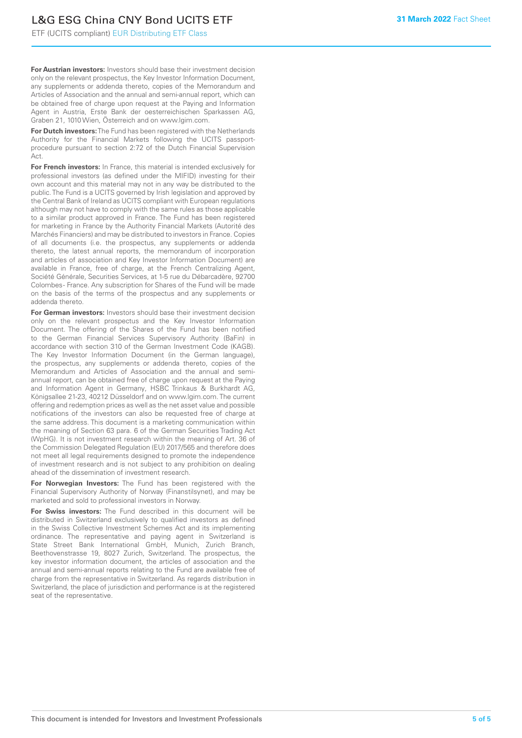**For Austrian investors:** Investors should base their investment decision only on the relevant prospectus, the Key Investor Information Document, any supplements or addenda thereto, copies of the Memorandum and Articles of Association and the annual and semi-annual report, which can be obtained free of charge upon request at the Paying and Information Agent in Austria, Erste Bank der oesterreichischen Sparkassen AG, Graben 21, 1010 Wien, Österreich and on www.lgim.com.

**For Dutch investors:** The Fund has been registered with the Netherlands Authority for the Financial Markets following the UCITS passport-procedure pursuant to section 2:72 of the Dutch Financial Supervision Act.

**For French investors:** In France, this material is intended exclusively for professional investors (as defined under the MIFID) investing for their own account and this material may not in any way be distributed to the public. The Fund is a UCITS governed by Irish legislation and approved by the Central Bank of Ireland as UCITS compliant with European regulations although may not have to comply with the same rules as those applicable to a similar product approved in France. The Fund has been registered for marketing in France by the Authority Financial Markets (Autorité des Marchés Financiers) and may be distributed to investors in France. Copies of all documents (i.e. the prospectus, any supplements or addenda thereto, the latest annual reports, the memorandum of incorporation and articles of association and Key Investor Information Document) are available in France, free of charge, at the French Centralizing Agent, Société Générale, Securities Services, at 1-5 rue du Débarcadère, 92700 Colombes- France. Any subscription for Shares of the Fund will be made on the basis of the terms of the prospectus and any supplements or addenda thereto.

**For German investors:** Investors should base their investment decision only on the relevant prospectus and the Key Investor Information Document. The offering of the Shares of the Fund has been notified to the German Financial Services Supervisory Authority (BaFin) in accordance with section 310 of the German Investment Code (KAGB). The Key Investor Information Document (in the German language), the prospectus, any supplements or addenda thereto, copies of the Memorandum and Articles of Association and the annual and semi-annual report, can be obtained free of charge upon request at the Paying and Information Agent in Germany, HSBC Trinkaus & Burkhardt AG, Königsallee 21-23, 40212 Düsseldorf and on www.lgim.com. The current offering and redemption prices as well as the net asset value and possible notifications of the investors can also be requested free of charge at the same address. This document is a marketing communication within the meaning of Section 63 para. 6 of the German Securities Trading Act (WpHG). It is not investment research within the meaning of Art. 36 of the Commission Delegated Regulation (EU) 2017/565 and therefore does not meet all legal requirements designed to promote the independence of investment research and is not subject to any prohibition on dealing ahead of the dissemination of investment research.

**For Norwegian Investors:** The Fund has been registered with the Financial Supervisory Authority of Norway (Finanstilsynet), and may be marketed and sold to professional investors in Norway.

**For Swiss investors:** The Fund described in this document will be distributed in Switzerland exclusively to qualified investors as defined in the Swiss Collective Investment Schemes Act and its implementing ordinance. The representative and paying agent in Switzerland is State Street Bank International GmbH, Munich, Zurich Branch, Beethovenstrasse 19, 8027 Zurich, Switzerland. The prospectus, the key investor information document, the articles of association and the annual and semi-annual reports relating to the Fund are available free of charge from the representative in Switzerland. As regards distribution in Switzerland, the place of jurisdiction and performance is at the registered seat of the representative.